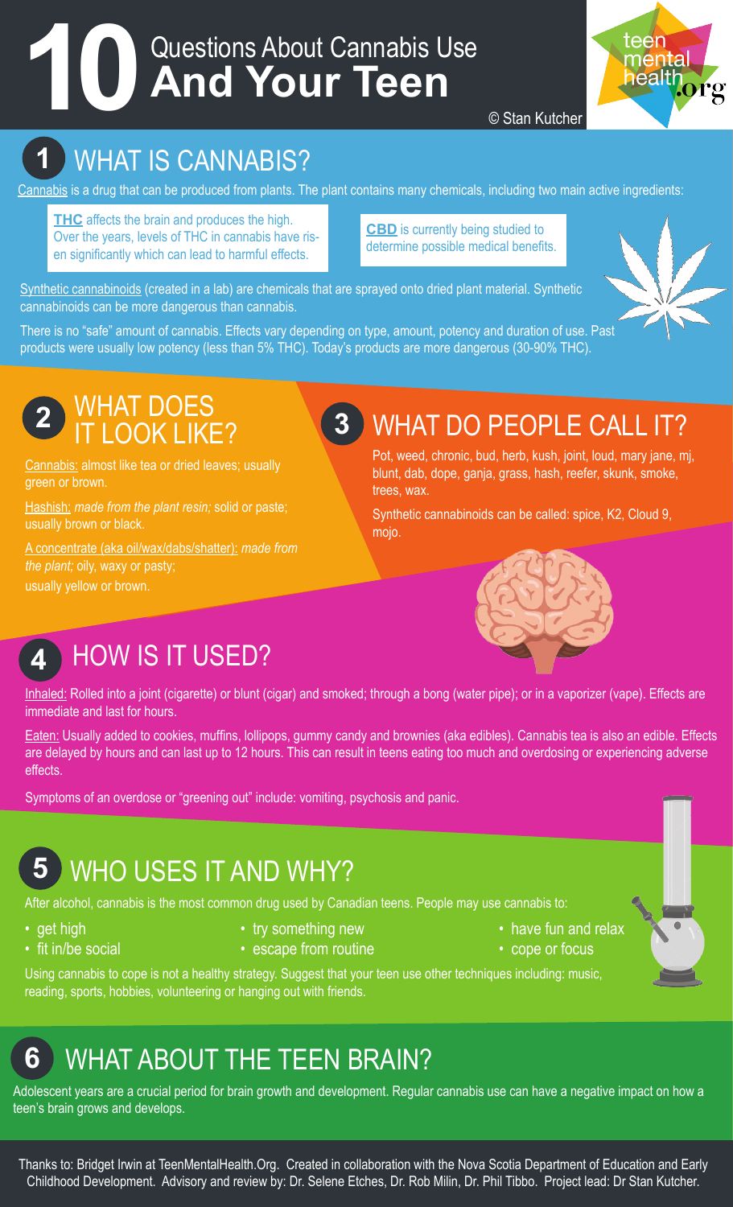# 10 Questions About Cannabis Use And Your Teen

© Stan Kutcher

teen mental health.org

## 1 WHAT IS CANNABIS?

Cannabis is a drug that can be produced from plants. The plant contains many chemicals, including two main active ingredients:

**THC** affects the brain and produces the high. Over the years, levels of THC in cannabis have risen significantly which can lead to harmful effects.

**CBD** is currently being studied to determine possible medical benefits.

Synthetic cannabinoids (created in a lab) are chemicals that are sprayed onto dried plant material. Synthetic cannabinoids can be more dangerous than cannabis.

There is no "safe" amount of cannabis. Effects vary depending on type, amount, potency and duration of use. Past products were usually low potency (less than 5% THC). Today's products are more dangerous (30-90% THC).

## 2 WHAT DOES IT LOOK LIKE?

Cannabis: almost like tea or dried leaves; usually green or brown.

Hashish: *made from the plant resin;* solid or paste; usually brown or black.

A concentrate (aka oil/wax/dabs/shatter): *made from the plant;* oily, waxy or pasty; usually yellow or brown.

## 3 WHAT DO PEOPLE CALL IT?

Pot, weed, chronic, bud, herb, kush, joint, loud, mary jane, mj, blunt, dab, dope, ganja, grass, hash, reefer, skunk, smoke, trees, wax.

Synthetic cannabinoids can be called: spice, K2, Cloud 9, mojo.

## 4 HOW IS IT USED?

Inhaled: Rolled into a joint (cigarette) or blunt (cigar) and smoked; through a bong (water pipe); or in a vaporizer (vape). Effects are immediate and last for hours.

Eaten: Usually added to cookies, muffins, lollipops, gummy candy and brownies (aka edibles). Cannabis tea is also an edible. Effects are delayed by hours and can last up to 12 hours. This can result in teens eating too much and overdosing or experiencing adverse effects.

Symptoms of an overdose or "greening out" include: vomiting, psychosis and panic.

## 5 WHO USES IT AND WHY?

After alcohol, cannabis is the most common drug used by Canadian teens. People may use cannabis to:

- get high
- fit in/be social
- try something new
- escape from routine
- have fun and relax
- cope or focus

Using cannabis to cope is not a healthy strategy. Suggest that your teen use other techniques including: music, reading, sports, hobbies, volunteering or hanging out with friends.

## 6 WHAT ABOUT THE TEEN BRAIN?

Adolescent years are a crucial period for brain growth and development. Regular cannabis use can have a negative impact on how a teen's brain grows and develops.

Thanks to: Bridget Irwin at TeenMentalHealth.Org. Created in collaboration with the Nova Scotia Department of Education and Early Childhood Development. Advisory and review by: Dr. Selene Etches, Dr. Rob Milin, Dr. Phil Tibbo. Project lead: Dr Stan Kutcher.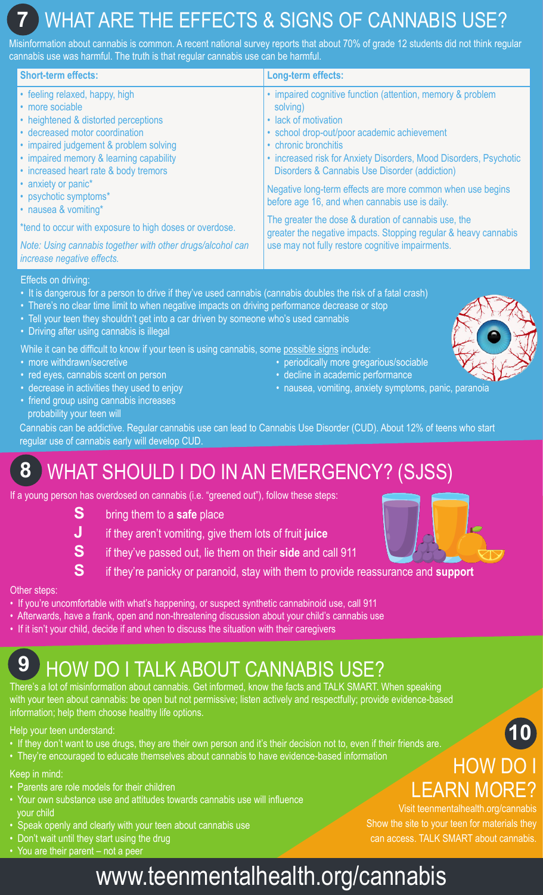## 7 WHAT ARE THE EFFECTS & SIGNS OF CANNABIS USE?

Misinformation about cannabis is common. A recent national survey reports that about 70% of grade 12 students did not think regular cannabis use was harmful. The truth is that regular cannabis use can be harmful.

| Short-term effects: | Long-term effects: |
|---|---|
| • feeling relaxed, happy, high<br>• more sociable<br>• heightened & distorted perceptions<br>• decreased motor coordination<br>• impaired judgement & problem solving<br>• impaired memory & learning capability<br>• increased heart rate & body tremors<br>• anxiety or panic*<br>• psychotic symptoms*<br>• nausea & vomiting*<br><br>*tend to occur with exposure to high doses or overdose.<br><br>*Note: Using cannabis together with other drugs/alcohol can increase negative effects.* | • impaired cognitive function (attention, memory & problem solving)<br>• lack of motivation<br>• school drop-out/poor academic achievement<br>• chronic bronchitis<br>• increased risk for Anxiety Disorders, Mood Disorders, Psychotic Disorders & Cannabis Use Disorder (addiction)<br><br>Negative long-term effects are more common when use begins before age 16, and when cannabis use is daily.<br><br>The greater the dose & duration of cannabis use, the greater the negative impacts. Stopping regular & heavy cannabis use may not fully restore cognitive impairments. |

Effects on driving:

- It is dangerous for a person to drive if they've used cannabis (cannabis doubles the risk of a fatal crash)
- There's no clear time limit to when negative impacts on driving performance decrease or stop
- Tell your teen they shouldn't get into a car driven by someone who's used cannabis
- Driving after using cannabis is illegal

While it can be difficult to know if your teen is using cannabis, some possible signs include:

- more withdrawn/secretive
- red eyes, cannabis scent on person
- decrease in activities they used to enjoy
- friend group using cannabis increases probability your teen will
- periodically more gregarious/sociable
- decline in academic performance
- nausea, vomiting, anxiety symptoms, panic, paranoia

Cannabis can be addictive. Regular cannabis use can lead to Cannabis Use Disorder (CUD). About 12% of teens who start regular use of cannabis early will develop CUD.

## 8 WHAT SHOULD I DO IN AN EMERGENCY? (SJSS)

If a young person has overdosed on cannabis (i.e. "greened out"), follow these steps:

- **S** bring them to a **safe** place
- **J** if they aren't vomiting, give them lots of fruit **juice**
- **S** if they've passed out, lie them on their **side** and call 911
- **S** if they're panicky or paranoid, stay with them to provide reassurance and **support**

Other steps:

- If you're uncomfortable with what's happening, or suspect synthetic cannabinoid use, call 911
- Afterwards, have a frank, open and non-threatening discussion about your child's cannabis use
- If it isn't your child, decide if and when to discuss the situation with their caregivers

## 9 HOW DO I TALK ABOUT CANNABIS USE?

There's a lot of misinformation about cannabis. Get informed, know the facts and TALK SMART. When speaking with your teen about cannabis: be open but not permissive; listen actively and respectfully; provide evidence-based information; help them choose healthy life options.

Help your teen understand:

- If they don't want to use drugs, they are their own person and it's their decision not to, even if their friends are.
- They're encouraged to educate themselves about cannabis to have evidence-based information

Keep in mind:

- Parents are role models for their children
- Your own substance use and attitudes towards cannabis use will influence your child
- Speak openly and clearly with your teen about cannabis use
- Don't wait until they start using the drug
- You are their parent – not a peer

## 10 HOW DO I LEARN MORE?

Visit teenmentalhealth.org/cannabis
Show the site to your teen for materials they can access. TALK SMART about cannabis.

www.teenmentalhealth.org/cannabis